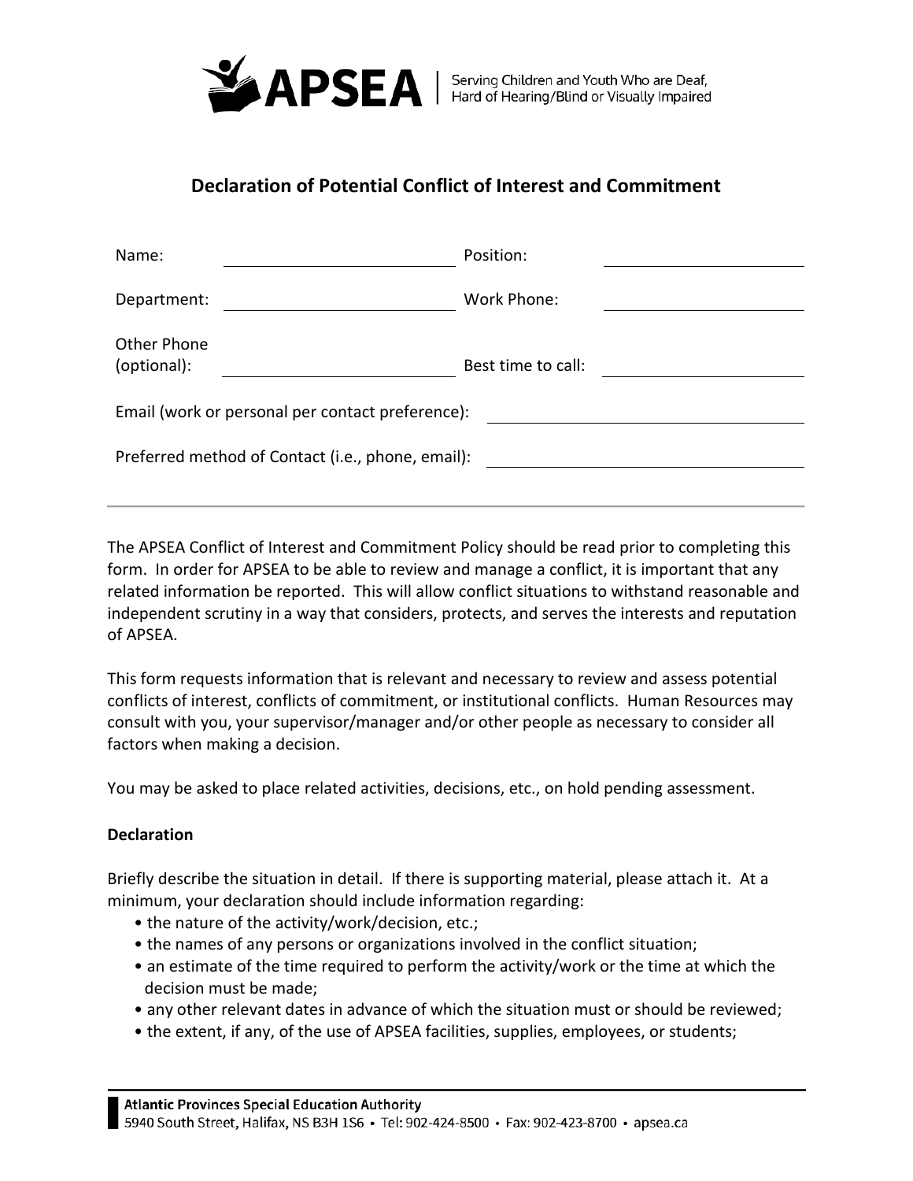APSEA | Serving Children and Youth Who are Deaf, Hard of Hearing/Blind or Visually Impaired

## Declaration of Potential Conflict of Interest and Commitment

| | | | |
|---|---|---|---|
| Name: | | Position: | |
| Department: | | Work Phone: | |
| Other Phone (optional): | | Best time to call: | |

Email (work or personal per contact preference): ______________________

Preferred method of Contact (i.e., phone, email): ______________________

---

The APSEA Conflict of Interest and Commitment Policy should be read prior to completing this form. In order for APSEA to be able to review and manage a conflict, it is important that any related information be reported. This will allow conflict situations to withstand reasonable and independent scrutiny in a way that considers, protects, and serves the interests and reputation of APSEA.

This form requests information that is relevant and necessary to review and assess potential conflicts of interest, conflicts of commitment, or institutional conflicts. Human Resources may consult with you, your supervisor/manager and/or other people as necessary to consider all factors when making a decision.

You may be asked to place related activities, decisions, etc., on hold pending assessment.

**Declaration**

Briefly describe the situation in detail. If there is supporting material, please attach it. At a minimum, your declaration should include information regarding:

- the nature of the activity/work/decision, etc.;
- the names of any persons or organizations involved in the conflict situation;
- an estimate of the time required to perform the activity/work or the time at which the decision must be made;
- any other relevant dates in advance of which the situation must or should be reviewed;
- the extent, if any, of the use of APSEA facilities, supplies, employees, or students;

**Atlantic Provinces Special Education Authority**
5940 South Street, Halifax, NS B3H 1S6 • Tel: 902-424-8500 • Fax: 902-423-8700 • apsea.ca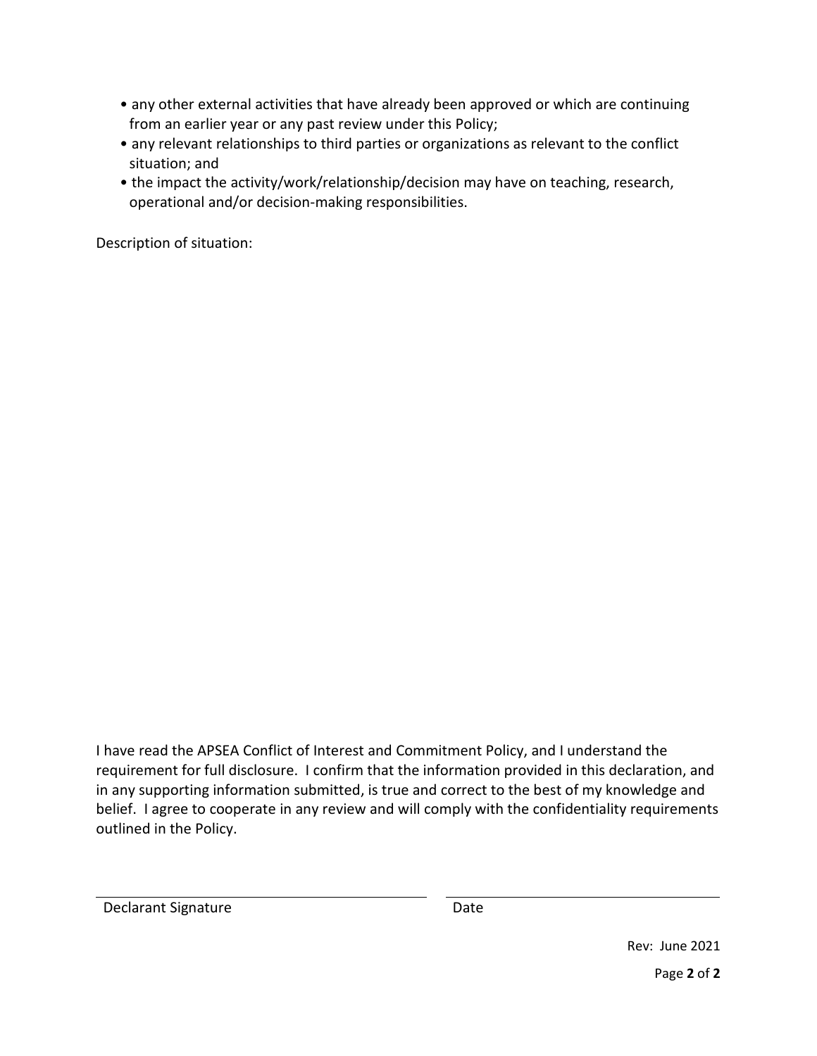- any other external activities that have already been approved or which are continuing from an earlier year or any past review under this Policy;
- any relevant relationships to third parties or organizations as relevant to the conflict situation; and
- the impact the activity/work/relationship/decision may have on teaching, research, operational and/or decision-making responsibilities.

Description of situation:

I have read the APSEA Conflict of Interest and Commitment Policy, and I understand the requirement for full disclosure. I confirm that the information provided in this declaration, and in any supporting information submitted, is true and correct to the best of my knowledge and belief. I agree to cooperate in any review and will comply with the confidentiality requirements outlined in the Policy.

Declarant Signature ______________________ Date ______________________

Rev: June 2021